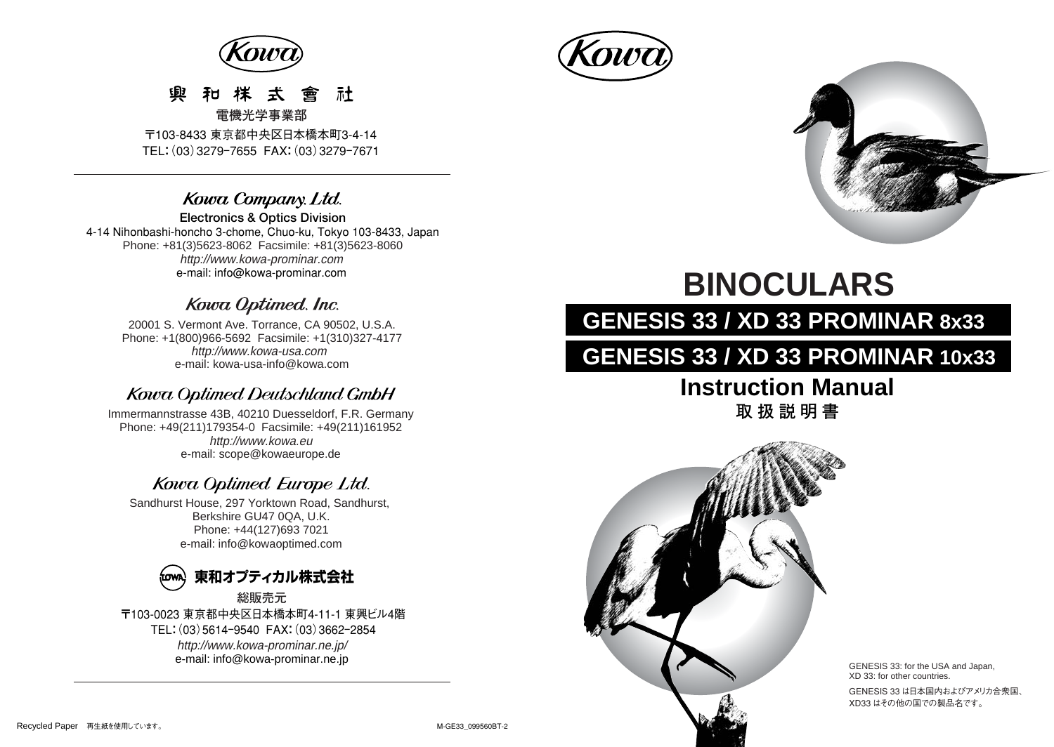Kowa

# 興和株式會社

電機光学事業部

〒103-8433 東京都中央区日本橋本町3-4-14
TEL：(03) 3279-7655 FAX：(03) 3279-7671

## Kowa Company. Ltd.

**Electronics & Optics Division**
4-14 Nihonbashi-honcho 3-chome, Chuo-ku, Tokyo 103-8433, Japan
Phone: +81(3)5623-8062 Facsimile: +81(3)5623-8060
*http://www.kowa-prominar.com*
e-mail: info@kowa-prominar.com

## Kowa Optimed. Inc.

20001 S. Vermont Ave. Torrance, CA 90502, U.S.A.
Phone: +1(800)966-5692 Facsimile: +1(310)327-4177
*http://www.kowa-usa.com*
e-mail: kowa-usa-info@kowa.com

## Kowa Optimed Deutschland GmbH

Immermannstrasse 43B, 40210 Duesseldorf, F.R. Germany
Phone: +49(211)179354-0 Facsimile: +49(211)161952
*http://www.kowa.eu*
e-mail: scope@kowaeurope.de

## Kowa Optimed Europe Ltd.

Sandhurst House, 297 Yorktown Road, Sandhurst,
Berkshire GU47 0QA, U.K.
Phone: +44(127)693 7021
e-mail: info@kowaoptimed.com

## 東和オプティカル株式会社

総販売元

〒103-0023 東京都中央区日本橋本町4-11-1 東興ビル4階
TEL：(03) 5614-9540 FAX：(03) 3662-2854
*http://www.kowa-prominar.ne.jp/*
e-mail: info@kowa-prominar.ne.jp

Recycled Paper 再生紙を使用しています。

M-GE33_099560BT-2

---

Kowa

# BINOCULARS

## GENESIS 33 / XD 33 PROMINAR 8x33

## GENESIS 33 / XD 33 PROMINAR 10x33

## Instruction Manual

### 取 扱 説 明 書

GENESIS 33: for the USA and Japan,
XD 33: for other countries.

GENESIS 33 は日本国内およびアメリカ合衆国、
XD33 はその他の国での製品名です。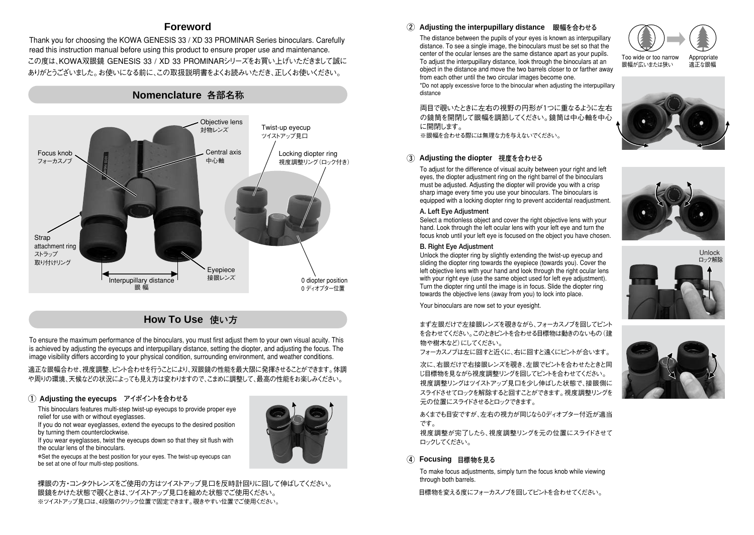## Foreword

Thank you for choosing the KOWA GENESIS 33 / XD 33 PROMINAR Series binoculars. Carefully read this instruction manual before using this product to ensure proper use and maintenance.

この度は、KOWA双眼鏡 GENESIS 33 / XD 33 PROMINARシリーズをお買い上げいただきまして誠にありがとうございました。お使いになる前に、この取扱説明書をよくお読みいただき、正しくお使いください。

## Nomenclature 各部名称

Objective lens 対物レンズ

Twist-up eyecup ツイストアップ見口

Focus knob フォーカスノブ

Central axis 中心軸

Locking diopter ring 視度調整リング（ロック付き）

Strap attachment ring ストラップ取り付けリング

Eyepiece 接眼レンズ

Interpupillary distance 眼幅

0 diopter position 0ディオプター位置

## How To Use 使い方

To ensure the maximum performance of the binoculars, you must first adjust them to your own visual acuity. This is achieved by adjusting the eyecups and interpupillary distance, setting the diopter, and adjusting the focus. The image visibility differs according to your physical condition, surrounding environment, and weather conditions.

適正な眼幅合わせ、視度調整、ピント合わせを行うことにより、双眼鏡の性能を最大限に発揮させることができます。体調や周りの環境、天候などの状況によっても見え方は変わりますので、こまめに調整して、最高の性能をお楽しみください。

### ① Adjusting the eyecups アイポイントを合わせる

This binoculars features multi-step twist-up eyecups to provide proper eye relief for use with or without eyeglasses.

If you do not wear eyeglasses, extend the eyecups to the desired position by turning them counterclockwise.

If you wear eyeglasses, twist the eyecups down so that they sit flush with the ocular lens of the binoculars.

*Set the eyecups at the best position for your eyes. The twist-up eyecups can be set at one of four multi-step positions.

裸眼の方・コンタクトレンズをご使用の方はツイストアップ見口を反時計回りに回して伸ばしてください。
眼鏡をかけた状態で覗くときは、ツイストアップ見口を縮めた状態でご使用ください。
※ツイストアップ見口は、4段階のクリック位置で固定できます。覗きやすい位置でご使用ください。

### ② Adjusting the interpupillary distance 眼幅を合わせる

The distance between the pupils of your eyes is known as interpupillary distance. To see a single image, the binoculars must be set so that the center of the ocular lenses are the same distance apart as your pupils. To adjust the interpupillary distance, look through the binoculars at an object in the distance and move the two barrels closer to or farther away from each other until the two circular images become one.

*Do not apply excessive force to the binocular when adjusting the interpupillary distance

両目で覗いたときに左右の視野の円形が1つに重なるように左右の鏡筒を開閉して眼幅を調節してください。鏡筒は中心軸を中心に開閉します。
※眼幅を合わせる際には無理な力を与えないでください。

Too wide or too narrow 眼幅が広いまたは狭い

Appropriate 適正な眼幅

### ③ Adjusting the diopter 視度を合わせる

To adjust for the difference of visual acuity between your right and left eyes, the diopter adjustment ring on the right barrel of the binoculars must be adjusted. Adjusting the diopter will provide you with a crisp sharp image every time you use your binoculars. The binoculars is equipped with a locking diopter ring to prevent accidental readjustment.

**A. Left Eye Adjustment**

Select a motionless object and cover the right objective lens with your hand. Look through the left ocular lens with your left eye and turn the focus knob until your left eye is focused on the object you have chosen.

**B. Right Eye Adjustment**

Unlock the diopter ring by slightly extending the twist-up eyecup and sliding the diopter ring towards the eyepiece (towards you). Cover the left objective lens with your hand and look through the right ocular lens with your right eye (use the same object used for left eye adjustment). Turn the diopter ring until the image is in focus. Slide the diopter ring towards the objective lens (away from you) to lock into place.

Your binoculars are now set to your eyesight.

Unlock ロック解除

まず左眼だけで左接眼レンズを覗きながら、フォーカスノブを回してピントを合わせてください。このときピントを合わせる目標物は動きのないもの（建物や樹木など）にしてください。
フォーカスノブは左に回すと近くに、右に回すと遠くにピントが合います。

次に、右眼だけで右接眼レンズを覗き、左眼でピントを合わせたときと同じ目標物を見ながら視度調整リングを回してピントを合わせてください。視度調整リングはツイストアップ見口を少し伸ばした状態で、接眼側にスライドさせてロックを解除すると回すことができます。視度調整リングを元の位置にスライドさせるとロックできます。

あくまでも目安ですが、左右の視力が同じなら0ディオプター付近が適当です。
視度調整が完了したら、視度調整リングを元の位置にスライドさせてロックしてください。

### ④ Focusing 目標物を見る

To make focus adjustments, simply turn the focus knob while viewing through both barrels.

目標物を変える度にフォーカスノブを回してピントを合わせてください。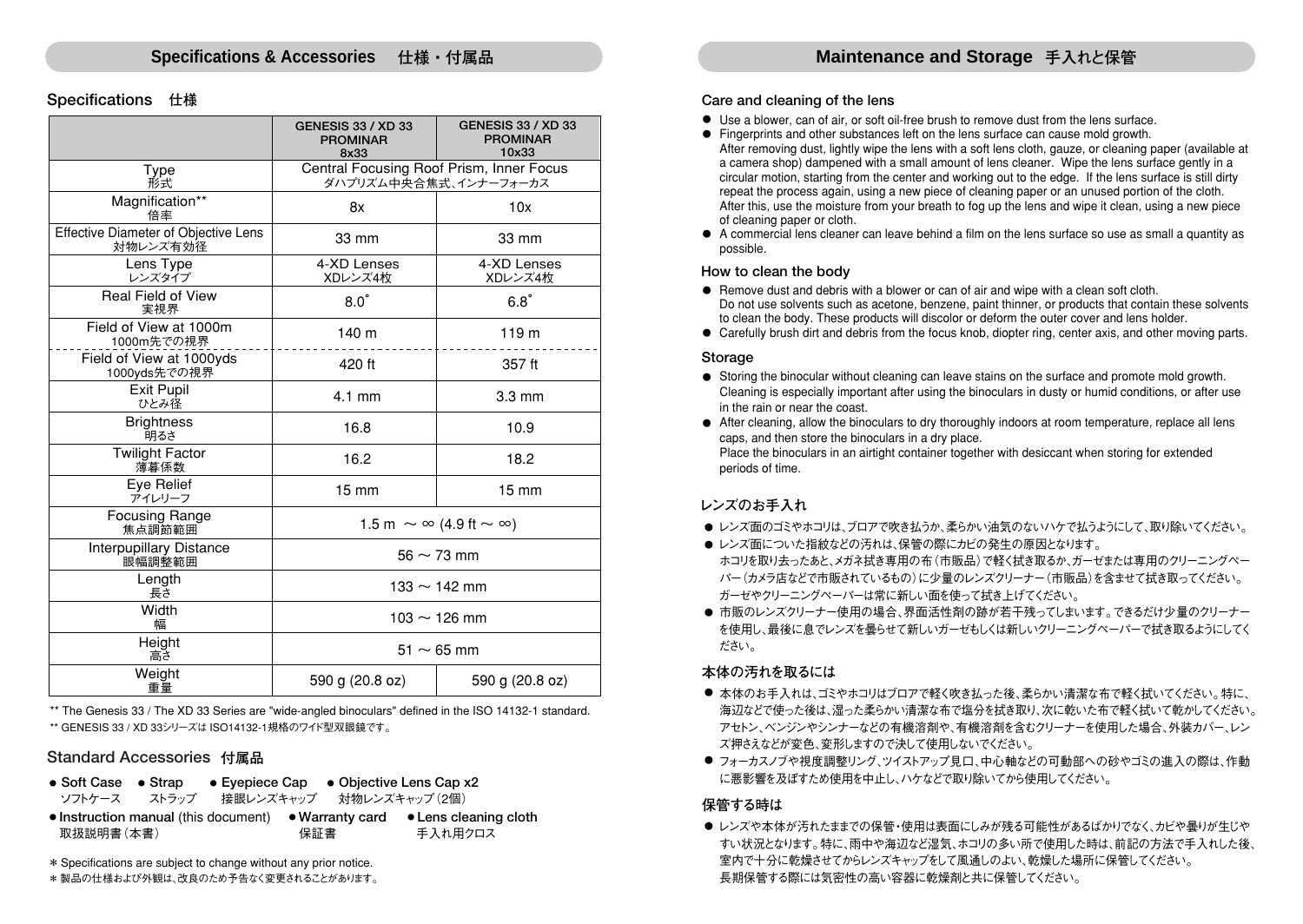## Specifications & Accessories　仕様・付属品

### Specifications　仕様

| | GENESIS 33 / XD 33 PROMINAR 8x33 | GENESIS 33 / XD 33 PROMINAR 10x33 |
|---|---|---|
| Type 形式 | Central Focusing Roof Prism, Inner Focus ダハプリズム中央合焦式、インナーフォーカス | |
| Magnification** 倍率 | 8x | 10x |
| Effective Diameter of Objective Lens 対物レンズ有効径 | 33 mm | 33 mm |
| Lens Type レンズタイプ | 4-XD Lenses XDレンズ4枚 | 4-XD Lenses XDレンズ4枚 |
| Real Field of View 実視界 | 8.0˚ | 6.8˚ |
| Field of View at 1000m 1000m先での視界 | 140 m | 119 m |
| Field of View at 1000yds 1000yds先での視界 | 420 ft | 357 ft |
| Exit Pupil ひとみ径 | 4.1 mm | 3.3 mm |
| Brightness 明るさ | 16.8 | 10.9 |
| Twilight Factor 薄暮係数 | 16.2 | 18.2 |
| Eye Relief アイレリーフ | 15 mm | 15 mm |
| Focusing Range 焦点調節範囲 | 1.5 m 〜 ∞ (4.9 ft 〜 ∞) | |
| Interpupillary Distance 眼幅調整範囲 | 56 〜 73 mm | |
| Length 長さ | 133 〜 142 mm | |
| Width 幅 | 103 〜 126 mm | |
| Height 高さ | 51 〜 65 mm | |
| Weight 重量 | 590 g (20.8 oz) | 590 g (20.8 oz) |

** The Genesis 33 / The XD 33 Series are "wide-angled binoculars" defined in the ISO 14132-1 standard.
** GENESIS 33 / XD 33シリーズは ISO14132-1規格のワイド型双眼鏡です。

### Standard Accessories　付属品

- **Soft Case** ソフトケース
- **Strap** ストラップ
- **Eyepiece Cap** 接眼レンズキャップ
- **Objective Lens Cap x2** 対物レンズキャップ（2個）
- **Instruction manual** (this document) 取扱説明書（本書）
- **Warranty card** 保証書
- **Lens cleaning cloth** 手入れ用クロス

* Specifications are subject to change without any prior notice.
* 製品の仕様および外観は、改良のため予告なく変更されることがあります。

## Maintenance and Storage　手入れと保管

### Care and cleaning of the lens

- Use a blower, can of air, or soft oil-free brush to remove dust from the lens surface.
- Fingerprints and other substances left on the lens surface can cause mold growth.
  After removing dust, lightly wipe the lens with a soft lens cloth, gauze, or cleaning paper (available at a camera shop) dampened with a small amount of lens cleaner. Wipe the lens surface gently in a circular motion, starting from the center and working out to the edge. If the lens surface is still dirty repeat the process again, using a new piece of cleaning paper or an unused portion of the cloth.
  After this, use the moisture from your breath to fog up the lens and wipe it clean, using a new piece of cleaning paper or cloth.
- A commercial lens cleaner can leave behind a film on the lens surface so use as small a quantity as possible.

### How to clean the body

- Remove dust and debris with a blower or can of air and wipe with a clean soft cloth.
  Do not use solvents such as acetone, benzene, paint thinner, or products that contain these solvents to clean the body. These products will discolor or deform the outer cover and lens holder.
- Carefully brush dirt and debris from the focus knob, diopter ring, center axis, and other moving parts.

### Storage

- Storing the binocular without cleaning can leave stains on the surface and promote mold growth.
  Cleaning is especially important after using the binoculars in dusty or humid conditions, or after use in the rain or near the coast.
- After cleaning, allow the binoculars to dry thoroughly indoors at room temperature, replace all lens caps, and then store the binoculars in a dry place.
  Place the binoculars in an airtight container together with desiccant when storing for extended periods of time.

### レンズのお手入れ

- レンズ面のゴミやホコリは、ブロアで吹き払うか、柔らかい油気のないハケで払うようにして、取り除いてください。
- レンズ面についた指紋などの汚れは、保管の際にカビの発生の原因となります。
  ホコリを取り去ったあと、メガネ拭き専用の布（市販品）で軽く拭き取るか、ガーゼまたは専用のクリーニングペーパー（カメラ店などで市販されているもの）に少量のレンズクリーナー（市販品）を含ませて拭き取ってください。
  ガーゼやクリーニングペーパーは常に新しい面を使って拭き上げてください。
- 市販のレンズクリーナー使用の場合、界面活性剤の跡が若干残ってしまいます。できるだけ少量のクリーナーを使用し、最後に息でレンズを曇らせて新しいガーゼもしくは新しいクリーニングペーパーで拭き取るようにしてください。

### 本体の汚れを取るには

- 本体のお手入れは、ゴミやホコリはブロアで軽く吹き払った後、柔らかい清潔な布で軽く拭いてください。特に、海辺などで使った後は、湿った柔らかい清潔な布で塩分を拭き取り、次に乾いた布で軽く拭いて乾かしてください。アセトン、ベンジンやシンナーなどの有機溶剤や、有機溶剤を含むクリーナーを使用した場合、外装カバー、レンズ押さえなどが変色、変形しますので決して使用しないでください。
- フォーカスノブや視度調整リング、ツイストアップ見口、中心軸などの可動部への砂やゴミの進入の際は、作動に悪影響を及ぼすため使用を中止し、ハケなどで取り除いてから使用してください。

### 保管する時は

- レンズや本体が汚れたままでの保管・使用は表面にしみが残る可能性があるばかりでなく、カビや曇りが生じやすい状況となります。特に、雨中や海辺など湿気、ホコリの多い所で使用した時は、前記の方法で手入れした後、室内で十分に乾燥させてからレンズキャップをして風通しのよい、乾燥した場所に保管してください。
  長期保管する際には気密性の高い容器に乾燥剤と共に保管してください。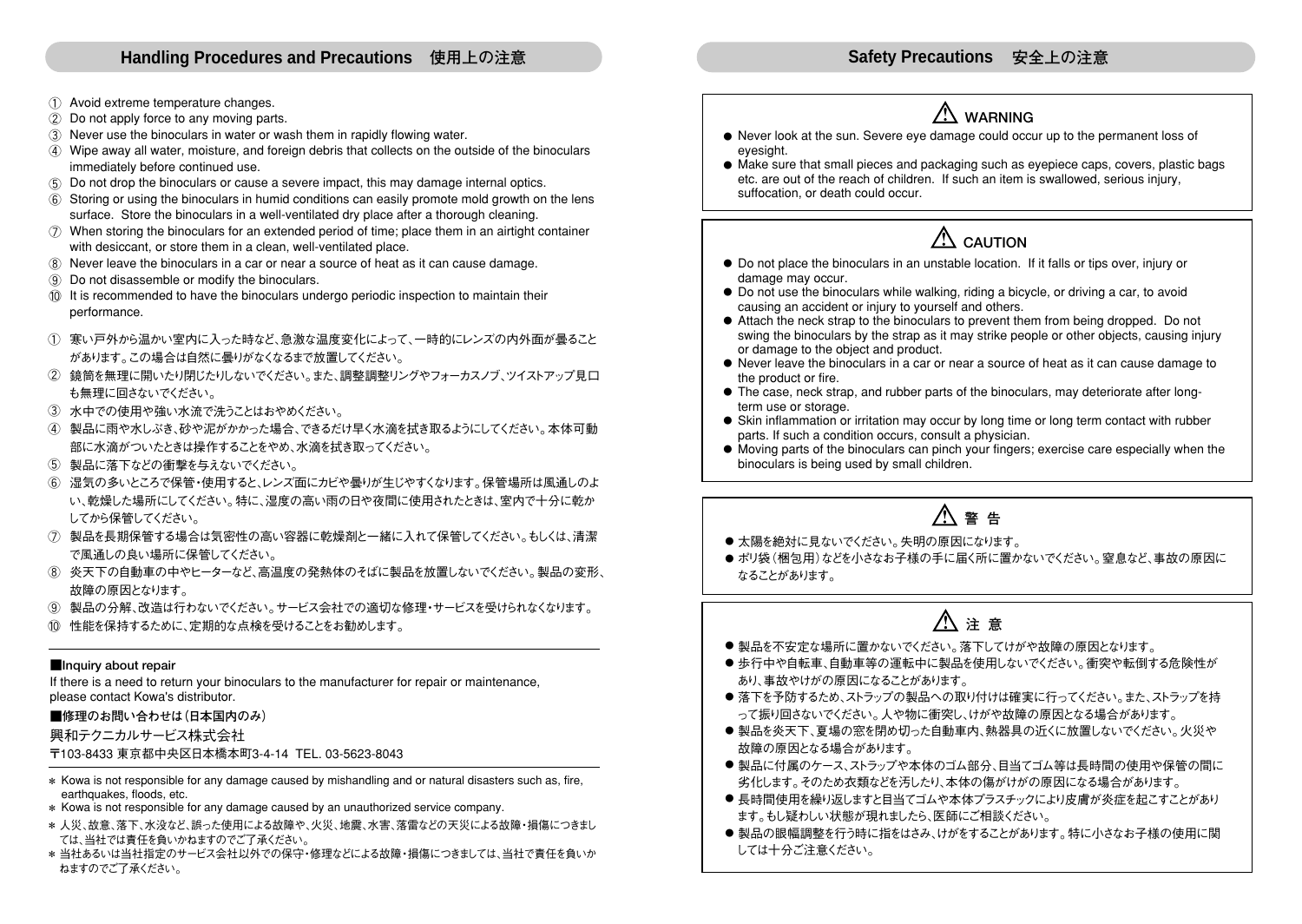## Handling Procedures and Precautions　使用上の注意

① Avoid extreme temperature changes.
② Do not apply force to any moving parts.
③ Never use the binoculars in water or wash them in rapidly flowing water.
④ Wipe away all water, moisture, and foreign debris that collects on the outside of the binoculars immediately before continued use.
⑤ Do not drop the binoculars or cause a severe impact, this may damage internal optics.
⑥ Storing or using the binoculars in humid conditions can easily promote mold growth on the lens surface. Store the binoculars in a well-ventilated dry place after a thorough cleaning.
⑦ When storing the binoculars for an extended period of time; place them in an airtight container with desiccant, or store them in a clean, well-ventilated place.
⑧ Never leave the binoculars in a car or near a source of heat as it can cause damage.
⑨ Do not disassemble or modify the binoculars.
⑩ It is recommended to have the binoculars undergo periodic inspection to maintain their performance.

① 寒い戸外から温かい室内に入った時など、急激な温度変化によって、一時的にレンズの内外面が曇ることがあります。この場合は自然に曇りがなくなるまで放置してください。
② 鏡筒を無理に開いたり閉じたりしないでください。また、調整調整リングやフォーカスノブ、ツイストアップ見口を無理に回さないでください。
③ 水中での使用や強い水流で洗うことはおやめください。
④ 製品に雨や水しぶき、砂や泥がかかった場合、できるだけ早く水滴を拭き取るようにしてください。本体可動部に水滴がついたときは操作することをやめ、水滴を拭き取ってください。
⑤ 製品に落下などの衝撃を与えないでください。
⑥ 湿気の多いところで保管・使用すると、レンズ面にカビや曇りが生じやすくなります。保管場所は風通しのよい、乾燥した場所にしてください。特に、湿度の高い雨の日や夜間に使用されたときは、室内で十分に乾かしてから保管してください。
⑦ 製品を長期保管する場合は気密性の高い容器に乾燥剤と一緒に入れて保管してください。もしくは、清潔で風通しの良い場所に保管してください。
⑧ 炎天下の自動車の中やヒーターなど、高温度の発熱体のそばに製品を放置しないでください。製品の変形、故障の原因となります。
⑨ 製品の分解、改造は行わないでください。サービス会社での適切な修理・サービスを受けられなくなります。
⑩ 性能を保持するために、定期的な点検を受けることをお勧めします。

**■Inquiry about repair**

If there is a need to return your binoculars to the manufacturer for repair or maintenance, please contact Kowa's distributor.

**■修理のお問い合わせは（日本国内のみ）**

興和テクニカルサービス株式会社

〒103-8433 東京都中央区日本橋本町3-4-14　TEL. 03-5623-8043

* Kowa is not responsible for any damage caused by mishandling and or natural disasters such as, fire, earthquakes, floods, etc.
* Kowa is not responsible for any damage caused by an unauthorized service company.
* 人災、故意、落下、水没など、誤った使用による故障や、火災、地震、水害、落雷などの天災による故障・損傷につきましては、当社では責任を負いかねますのでご了承ください。
* 当社あるいは当社指定のサービス会社以外での保守・修理などによる故障・損傷につきましては、当社で責任を負いかねますのでご了承ください。

## Safety Precautions　安全上の注意

### ⚠ WARNING

- Never look at the sun. Severe eye damage could occur up to the permanent loss of eyesight.
- Make sure that small pieces and packaging such as eyepiece caps, covers, plastic bags etc. are out of the reach of children. If such an item is swallowed, serious injury, suffocation, or death could occur.

### ⚠ CAUTION

- Do not place the binoculars in an unstable location. If it falls or tips over, injury or damage may occur.
- Do not use the binoculars while walking, riding a bicycle, or driving a car, to avoid causing an accident or injury to yourself and others.
- Attach the neck strap to the binoculars to prevent them from being dropped. Do not swing the binoculars by the strap as it may strike people or other objects, causing injury or damage to the object and product.
- Never leave the binoculars in a car or near a source of heat as it can cause damage to the product or fire.
- The case, neck strap, and rubber parts of the binoculars, may deteriorate after long-term use or storage.
- Skin inflammation or irritation may occur by long time or long term contact with rubber parts. If such a condition occurs, consult a physician.
- Moving parts of the binoculars can pinch your fingers; exercise care especially when the binoculars is being used by small children.

### ⚠ 警 告

- 太陽を絶対に見ないでください。失明の原因になります。
- ポリ袋（梱包用）などを小さなお子様の手に届く所に置かないでください。窒息など、事故の原因になることがあります。

### ⚠ 注 意

- 製品を不安定な場所に置かないでください。落下してけがや故障の原因となります。
- 歩行中や自転車、自動車等の運転中に製品を使用しないでください。衝突や転倒する危険性があり、事故やけがの原因になることがあります。
- 落下を予防するため、ストラップの製品への取り付けは確実に行ってください。また、ストラップを持って振り回さないでください。人や物に衝突し、けがや故障の原因となる場合があります。
- 製品を炎天下、夏場の窓を閉め切った自動車内、熱器具の近くに放置しないでください。火災や故障の原因となる場合があります。
- 製品に付属のケース、ストラップや本体のゴム部分、目当てゴム等は長時間の使用や保管の間に劣化します。そのため衣類などを汚したり、本体の傷がけがの原因になる場合があります。
- 長時間使用を繰り返しますと目当てゴムや本体プラスチックにより皮膚が炎症を起こすことがあります。もし疑わしい状態が現れましたら、医師にご相談ください。
- 製品の眼幅調整を行う時に指をはさみ、けがをすることがあります。特に小さなお子様の使用に関しては十分ご注意ください。